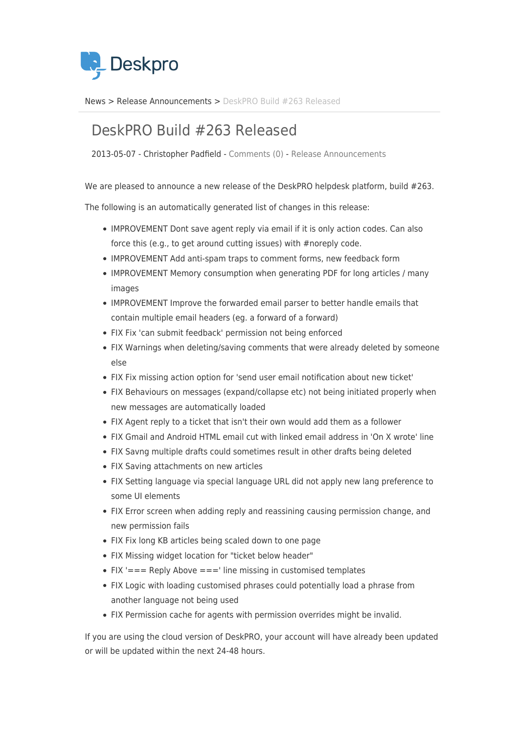Deskpro

News > Release Announcements > DeskPRO Build #263 Released

# DeskPRO Build #263 Released

2013-05-07 - Christopher Padfield - Comments (0) - Release Announcements

We are pleased to announce a new release of the DeskPRO helpdesk platform, build #263.

The following is an automatically generated list of changes in this release:

- IMPROVEMENT Dont save agent reply via email if it is only action codes. Can also force this (e.g., to get around cutting issues) with #noreply code.
- IMPROVEMENT Add anti-spam traps to comment forms, new feedback form
- IMPROVEMENT Memory consumption when generating PDF for long articles / many images
- IMPROVEMENT Improve the forwarded email parser to better handle emails that contain multiple email headers (eg. a forward of a forward)
- FIX Fix 'can submit feedback' permission not being enforced
- FIX Warnings when deleting/saving comments that were already deleted by someone else
- FIX Fix missing action option for 'send user email notification about new ticket'
- FIX Behaviours on messages (expand/collapse etc) not being initiated properly when new messages are automatically loaded
- FIX Agent reply to a ticket that isn't their own would add them as a follower
- FIX Gmail and Android HTML email cut with linked email address in 'On X wrote' line
- FIX Savng multiple drafts could sometimes result in other drafts being deleted
- FIX Saving attachments on new articles
- FIX Setting language via special language URL did not apply new lang preference to some UI elements
- FIX Error screen when adding reply and reassining causing permission change, and new permission fails
- FIX Fix long KB articles being scaled down to one page
- FIX Missing widget location for "ticket below header"
- FIX '=== Reply Above ===' line missing in customised templates
- FIX Logic with loading customised phrases could potentially load a phrase from another language not being used
- FIX Permission cache for agents with permission overrides might be invalid.

If you are using the cloud version of DeskPRO, your account will have already been updated or will be updated within the next 24-48 hours.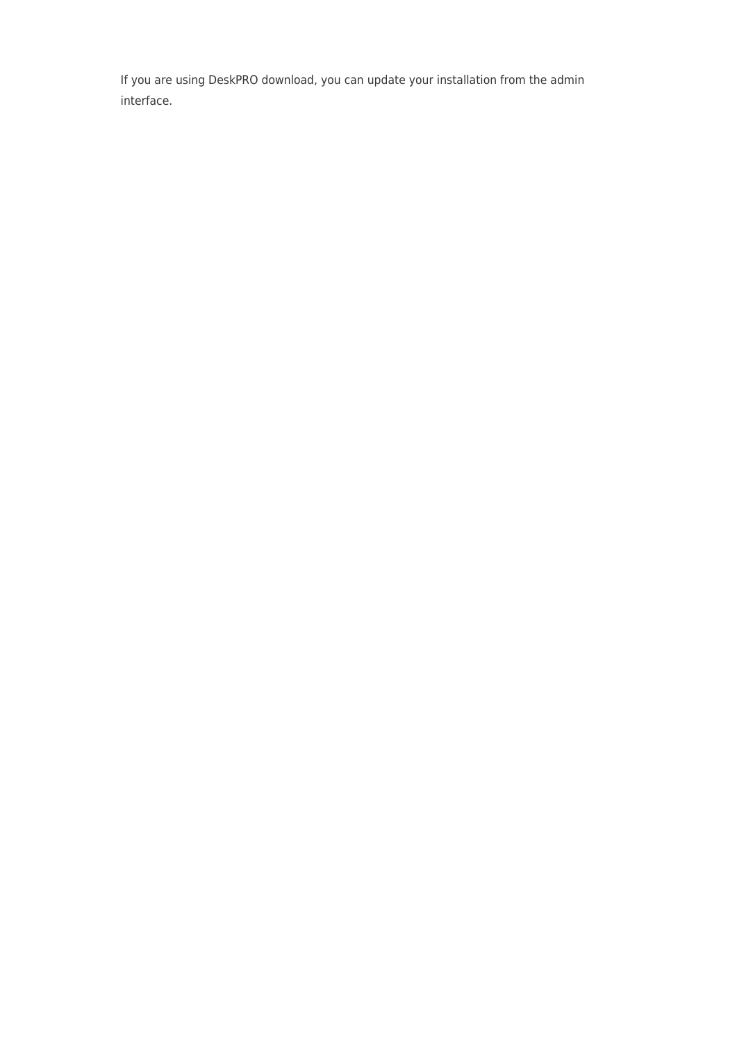If you are using DeskPRO download, you can update your installation from the admin interface.